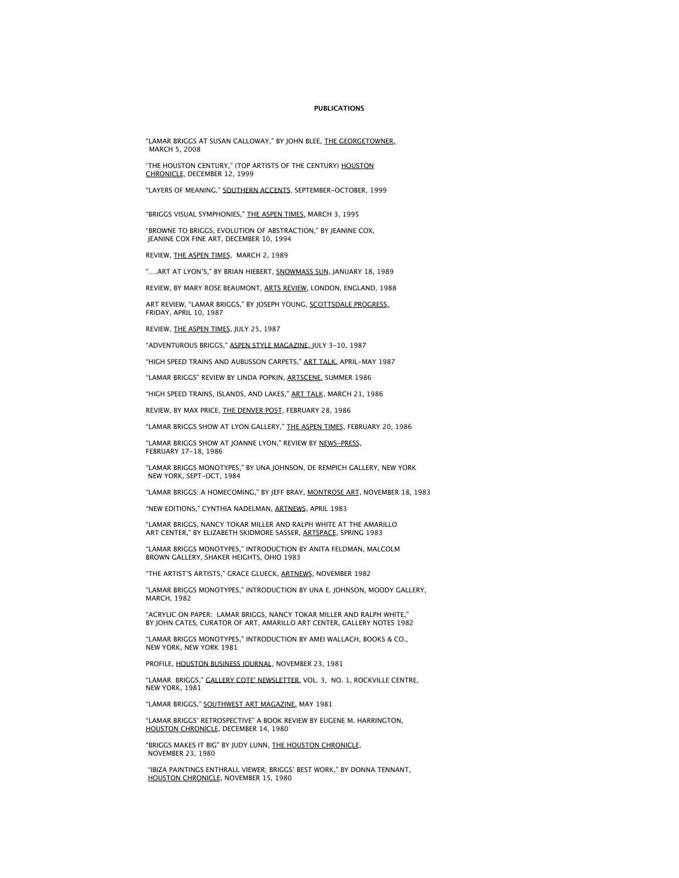## PUBLICATIONS

"LAMAR BRIGGS AT SUSAN CALLOWAY," BY JOHN BLEE, <u>THE GEORGETOWNER,</u> MARCH 5, 2008

'THE HOUSTON CENTURY," (TOP ARTISTS OF THE CENTURY) <u>HOUSTON CHRONICLE</u>, DECEMBER 12, 1999

"LAYERS OF MEANING," <u>SOUTHERN ACCENTS</u>, SEPTEMBER-OCTOBER, 1999

"BRIGGS VISUAL SYMPHONIES," <u>THE ASPEN TIMES,</u> MARCH 3, 1995

"BROWNE TO BRIGGS, EVOLUTION OF ABSTRACTION," BY JEANINE COX, JEANINE COX FINE ART, DECEMBER 10, 1994

REVIEW, <u>THE ASPEN TIMES</u>, MARCH 2, 1989

"....ART AT LYON'S," BY BRIAN HIEBERT, <u>SNOWMASS SUN</u>, JANUARY 18, 1989

REVIEW, BY MARY ROSE BEAUMONT, <u>ARTS REVIEW,</u> LONDON, ENGLAND, 1988

ART REVIEW, "LAMAR BRIGGS," BY JOSEPH YOUNG, <u>SCOTTSDALE PROGRESS,</u> FRIDAY, APRIL 10, 1987

REVIEW, <u>THE ASPEN TIMES</u>, JULY 25, 1987

"ADVENTUROUS BRIGGS," <u>ASPEN STYLE MAGAZINE,</u> JULY 3-10, 1987

"HIGH SPEED TRAINS AND AUBUSSON CARPETS," <u>ART TALK,</u> APRIL-MAY 1987

"LAMAR BRIGGS" REVIEW BY LINDA POPKIN, <u>ARTSCENE,</u> SUMMER 1986

"HIGH SPEED TRAINS, ISLANDS, AND LAKES," <u>ART TALK</u>, MARCH 21, 1986

REVIEW, BY MAX PRICE, <u>THE DENVER POST</u>, FEBRUARY 28, 1986

"LAMAR BRIGGS SHOW AT LYON GALLERY," <u>THE ASPEN TIMES</u>, FEBRUARY 20, 1986

"LAMAR BRIGGS SHOW AT JOANNE LYON," REVIEW BY <u>NEWS-PRESS</u>, FEBRUARY 17-18, 1986

"LAMAR BRIGGS MONOTYPES," BY UNA JOHNSON, DE REMPICH GALLERY, NEW YORK NEW YORK, SEPT-OCT, 1984

"LAMAR BRIGGS: A HOMECOMING," BY JEFF BRAY, <u>MONTROSE ART</u>, NOVEMBER 18, 1983

"NEW EDITIONS," CYNTHIA NADELMAN, <u>ARTNEWS</u>, APRIL 1983

"LAMAR BRIGGS, NANCY TOKAR MILLER AND RALPH WHITE AT THE AMARILLO ART CENTER," BY ELIZABETH SKIDMORE SASSER, <u>ARTSPACE</u>, SPRING 1983

"LAMAR BRIGGS MONOTYPES," INTRODUCTION BY ANITA FELDMAN, MALCOLM BROWN GALLERY, SHAKER HEIGHTS, OHIO 1983

"THE ARTIST'S ARTISTS," GRACE GLUECK, <u>ARTNEWS</u>, NOVEMBER 1982

"LAMAR BRIGGS MONOTYPES," INTRODUCTION BY UNA E. JOHNSON, MOODY GALLERY, MARCH, 1982

"ACRYLIC ON PAPER: LAMAR BRIGGS, NANCY TOKAR MILLER AND RALPH WHITE," BY JOHN CATES, CURATOR OF ART, AMARILLO ART CENTER, GALLERY NOTES 1982

"LAMAR BRIGGS MONOTYPES," INTRODUCTION BY AMEI WALLACH, BOOKS & CO., NEW YORK, NEW YORK 1981

PROFILE, <u>HOUSTON BUSINESS JOURNAL</u>, NOVEMBER 23, 1981

"LAMAR BRIGGS," <u>GALLERY COTE' NEWSLETTER,</u> VOL. 3, NO. 1, ROCKVILLE CENTRE, NEW YORK, 1981

"LAMAR BRIGGS," <u>SOUTHWEST ART MAGAZINE,</u> MAY 1981

"LAMAR BRIGGS' RETROSPECTIVE" A BOOK REVIEW BY EUGENE M. HARRINGTON, <u>HOUSTON CHRONICLE</u>, DECEMBER 14, 1980

"BRIGGS MAKES IT BIG" BY JUDY LUNN, <u>THE HOUSTON CHRONICLE</u>, NOVEMBER 23, 1980

"IBIZA PAINTINGS ENTHRALL VIEWER; BRIGGS' BEST WORK," BY DONNA TENNANT, <u>HOUSTON CHRONICLE</u>, NOVEMBER 15, 1980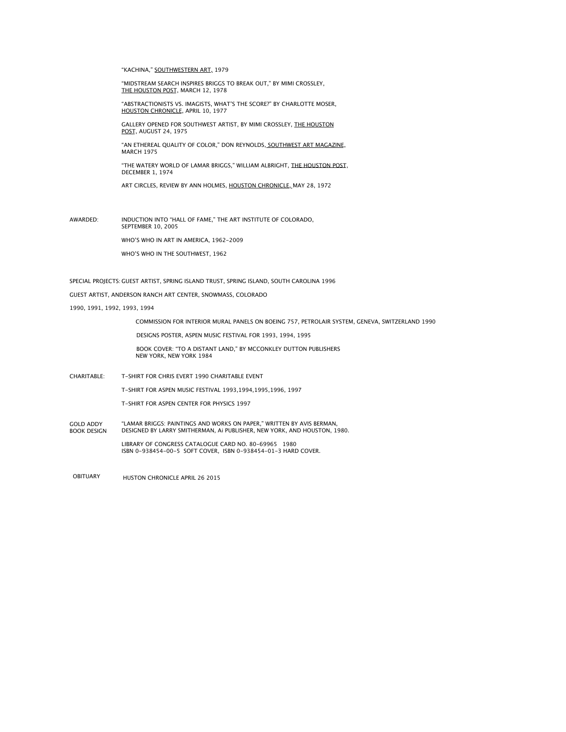"KACHINA," SOUTHWESTERN ART, 1979

"MIDSTREAM SEARCH INSPIRES BRIGGS TO BREAK OUT," BY MIMI CROSSLEY, THE HOUSTON POST, MARCH 12, 1978

"ABSTRACTIONISTS VS. IMAGISTS, WHAT'S THE SCORE?" BY CHARLOTTE MOSER, HOUSTON CHRONICLE, APRIL 10, 1977

GALLERY OPENED FOR SOUTHWEST ARTIST, BY MIMI CROSSLEY, THE HOUSTON POST, AUGUST 24, 1975

"AN ETHEREAL QUALITY OF COLOR," DON REYNOLDS, SOUTHWEST ART MAGAZINE, MARCH 1975

"THE WATERY WORLD OF LAMAR BRIGGS," WILLIAM ALBRIGHT, THE HOUSTON POST, DECEMBER 1, 1974

ART CIRCLES, REVIEW BY ANN HOLMES, HOUSTON CHRONICLE, MAY 28, 1972

AWARDED: INDUCTION INTO "HALL OF FAME," THE ART INSTITUTE OF COLORADO, SEPTEMBER 10, 2005

WHO'S WHO IN ART IN AMERICA, 1962-2009

WHO'S WHO IN THE SOUTHWEST, 1962

SPECIAL PROJECTS: GUEST ARTIST, SPRING ISLAND TRUST, SPRING ISLAND, SOUTH CAROLINA 1996

GUEST ARTIST, ANDERSON RANCH ART CENTER, SNOWMASS, COLORADO

1990, 1991, 1992, 1993, 1994

COMMISSION FOR INTERIOR MURAL PANELS ON BOEING 757, PETROLAIR SYSTEM, GENEVA, SWITZERLAND 1990

DESIGNS POSTER, ASPEN MUSIC FESTIVAL FOR 1993, 1994, 1995

BOOK COVER: "TO A DISTANT LAND," BY MCCONKLEY DUTTON PUBLISHERS NEW YORK, NEW YORK 1984

CHARITABLE: T-SHIRT FOR CHRIS EVERT 1990 CHARITABLE EVENT

T-SHIRT FOR ASPEN MUSIC FESTIVAL 1993,1994,1995,1996, 1997

T-SHIRT FOR ASPEN CENTER FOR PHYSICS 1997

GOLD ADDY BOOK DESIGN: "LAMAR BRIGGS: PAINTINGS AND WORKS ON PAPER," WRITTEN BY AVIS BERMAN, DESIGNED BY LARRY SMITHERMAN, Ai PUBLISHER, NEW YORK, AND HOUSTON, 1980.

LIBRARY OF CONGRESS CATALOGUE CARD NO. 80-69965 1980
ISBN 0-938454-00-5 SOFT COVER, ISBN 0-938454-01-3 HARD COVER.

OBITUARY HUSTON CHRONICLE APRIL 26 2015